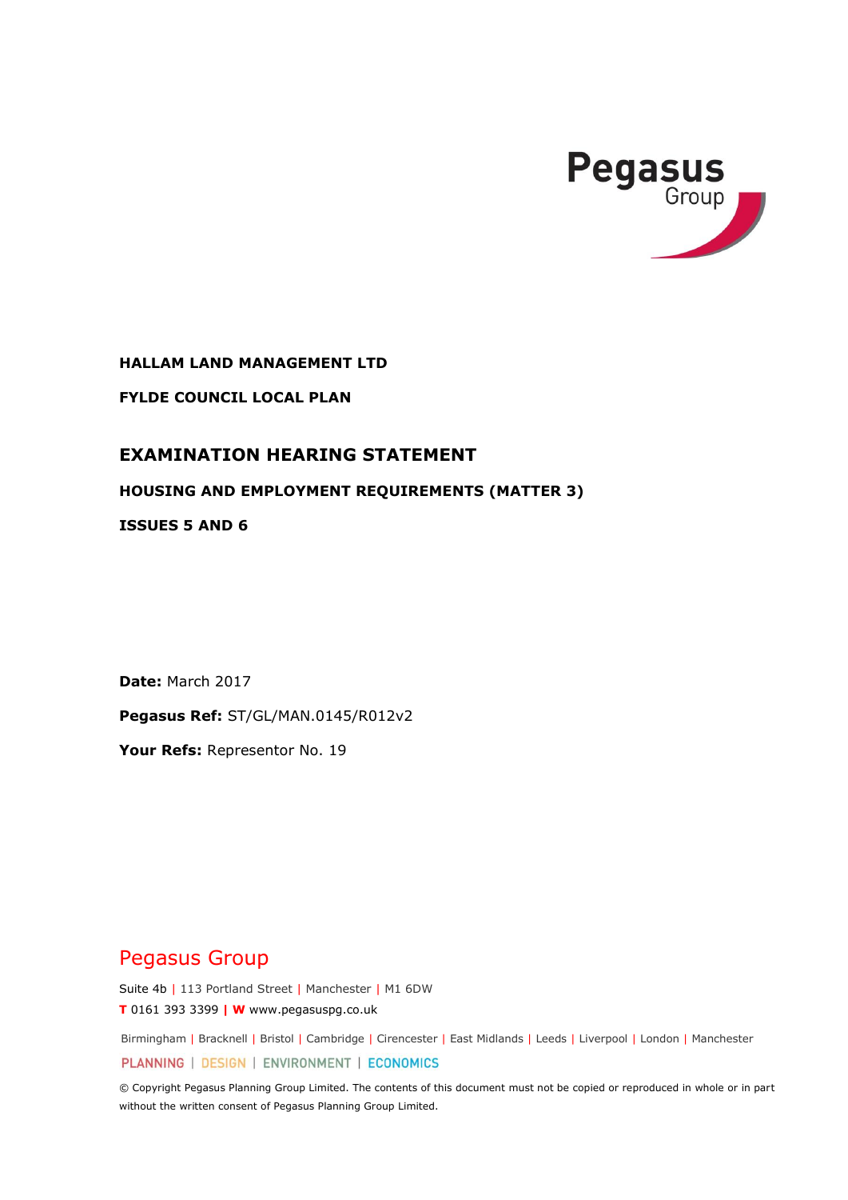Pegasus Group

**HALLAM LAND MANAGEMENT LTD**

**FYLDE COUNCIL LOCAL PLAN**

# EXAMINATION HEARING STATEMENT

## HOUSING AND EMPLOYMENT REQUIREMENTS (MATTER 3)

## ISSUES 5 AND 6

**Date:** March 2017

**Pegasus Ref:** ST/GL/MAN.0145/R012v2

**Your Refs:** Representor No. 19

Pegasus Group

Suite 4b | 113 Portland Street | Manchester | M1 6DW

**T** 0161 393 3399 | **W** www.pegasuspg.co.uk

Birmingham | Bracknell | Bristol | Cambridge | Cirencester | East Midlands | Leeds | Liverpool | London | Manchester

PLANNING | DESIGN | ENVIRONMENT | ECONOMICS

© Copyright Pegasus Planning Group Limited. The contents of this document must not be copied or reproduced in whole or in part without the written consent of Pegasus Planning Group Limited.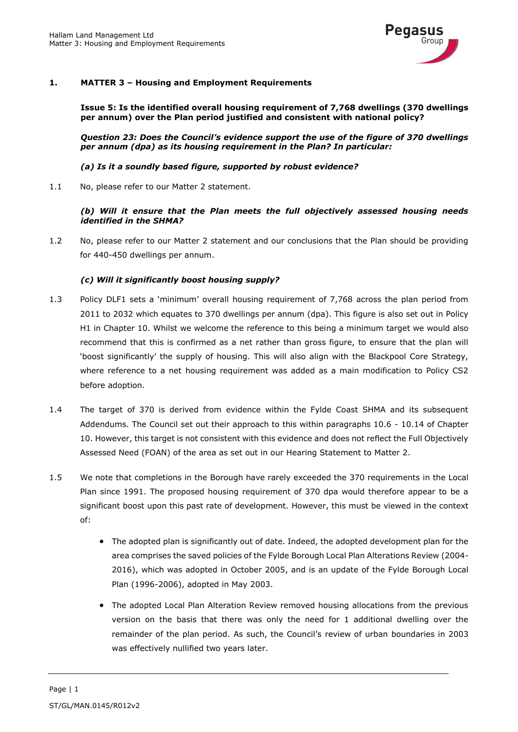## 1. MATTER 3 – Housing and Employment Requirements

**Issue 5: Is the identified overall housing requirement of 7,768 dwellings (370 dwellings per annum) over the Plan period justified and consistent with national policy?**

***Question 23: Does the Council's evidence support the use of the figure of 370 dwellings per annum (dpa) as its housing requirement in the Plan? In particular:***

***(a) Is it a soundly based figure, supported by robust evidence?***

1.1 No, please refer to our Matter 2 statement.

***(b) Will it ensure that the Plan meets the full objectively assessed housing needs identified in the SHMA?***

1.2 No, please refer to our Matter 2 statement and our conclusions that the Plan should be providing for 440-450 dwellings per annum.

***(c) Will it significantly boost housing supply?***

1.3 Policy DLF1 sets a 'minimum' overall housing requirement of 7,768 across the plan period from 2011 to 2032 which equates to 370 dwellings per annum (dpa). This figure is also set out in Policy H1 in Chapter 10. Whilst we welcome the reference to this being a minimum target we would also recommend that this is confirmed as a net rather than gross figure, to ensure that the plan will 'boost significantly' the supply of housing. This will also align with the Blackpool Core Strategy, where reference to a net housing requirement was added as a main modification to Policy CS2 before adoption.

1.4 The target of 370 is derived from evidence within the Fylde Coast SHMA and its subsequent Addendums. The Council set out their approach to this within paragraphs 10.6 - 10.14 of Chapter 10. However, this target is not consistent with this evidence and does not reflect the Full Objectively Assessed Need (FOAN) of the area as set out in our Hearing Statement to Matter 2.

1.5 We note that completions in the Borough have rarely exceeded the 370 requirements in the Local Plan since 1991. The proposed housing requirement of 370 dpa would therefore appear to be a significant boost upon this past rate of development. However, this must be viewed in the context of:

- The adopted plan is significantly out of date. Indeed, the adopted development plan for the area comprises the saved policies of the Fylde Borough Local Plan Alterations Review (2004-2016), which was adopted in October 2005, and is an update of the Fylde Borough Local Plan (1996-2006), adopted in May 2003.
- The adopted Local Plan Alteration Review removed housing allocations from the previous version on the basis that there was only the need for 1 additional dwelling over the remainder of the plan period. As such, the Council's review of urban boundaries in 2003 was effectively nullified two years later.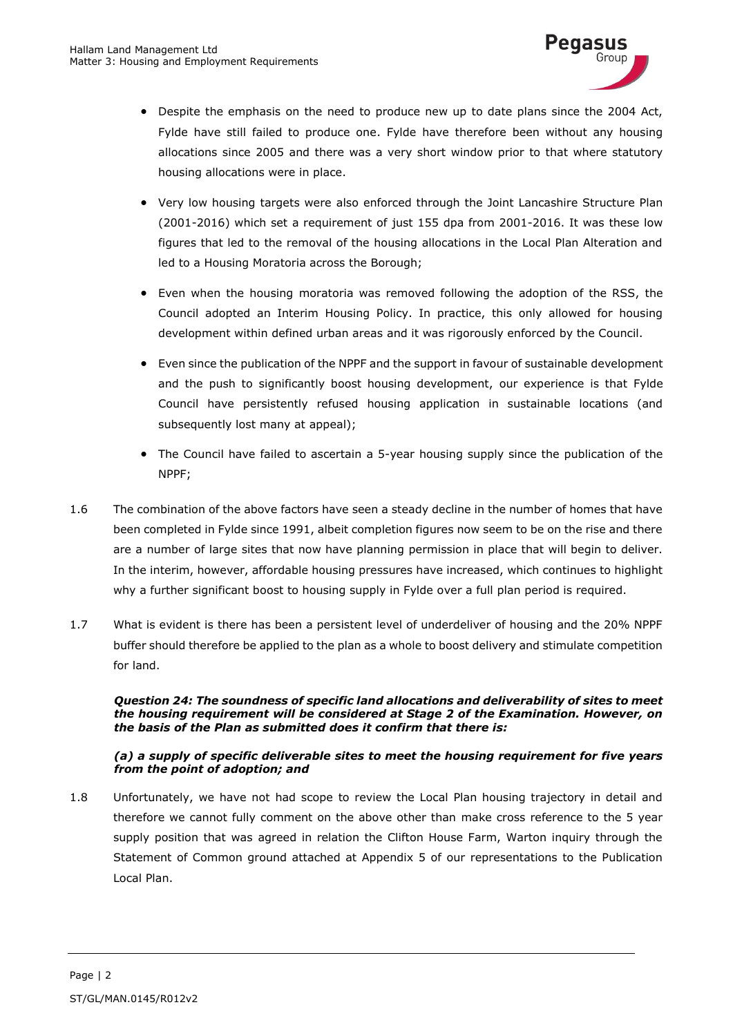- Despite the emphasis on the need to produce new up to date plans since the 2004 Act, Fylde have still failed to produce one. Fylde have therefore been without any housing allocations since 2005 and there was a very short window prior to that where statutory housing allocations were in place.
- Very low housing targets were also enforced through the Joint Lancashire Structure Plan (2001-2016) which set a requirement of just 155 dpa from 2001-2016. It was these low figures that led to the removal of the housing allocations in the Local Plan Alteration and led to a Housing Moratoria across the Borough;
- Even when the housing moratoria was removed following the adoption of the RSS, the Council adopted an Interim Housing Policy. In practice, this only allowed for housing development within defined urban areas and it was rigorously enforced by the Council.
- Even since the publication of the NPPF and the support in favour of sustainable development and the push to significantly boost housing development, our experience is that Fylde Council have persistently refused housing application in sustainable locations (and subsequently lost many at appeal);
- The Council have failed to ascertain a 5-year housing supply since the publication of the NPPF;

1.6 The combination of the above factors have seen a steady decline in the number of homes that have been completed in Fylde since 1991, albeit completion figures now seem to be on the rise and there are a number of large sites that now have planning permission in place that will begin to deliver. In the interim, however, affordable housing pressures have increased, which continues to highlight why a further significant boost to housing supply in Fylde over a full plan period is required.

1.7 What is evident is there has been a persistent level of underdeliver of housing and the 20% NPPF buffer should therefore be applied to the plan as a whole to boost delivery and stimulate competition for land.

***Question 24: The soundness of specific land allocations and deliverability of sites to meet the housing requirement will be considered at Stage 2 of the Examination. However, on the basis of the Plan as submitted does it confirm that there is:***

***(a) a supply of specific deliverable sites to meet the housing requirement for five years from the point of adoption; and***

1.8 Unfortunately, we have not had scope to review the Local Plan housing trajectory in detail and therefore we cannot fully comment on the above other than make cross reference to the 5 year supply position that was agreed in relation the Clifton House Farm, Warton inquiry through the Statement of Common ground attached at Appendix 5 of our representations to the Publication Local Plan.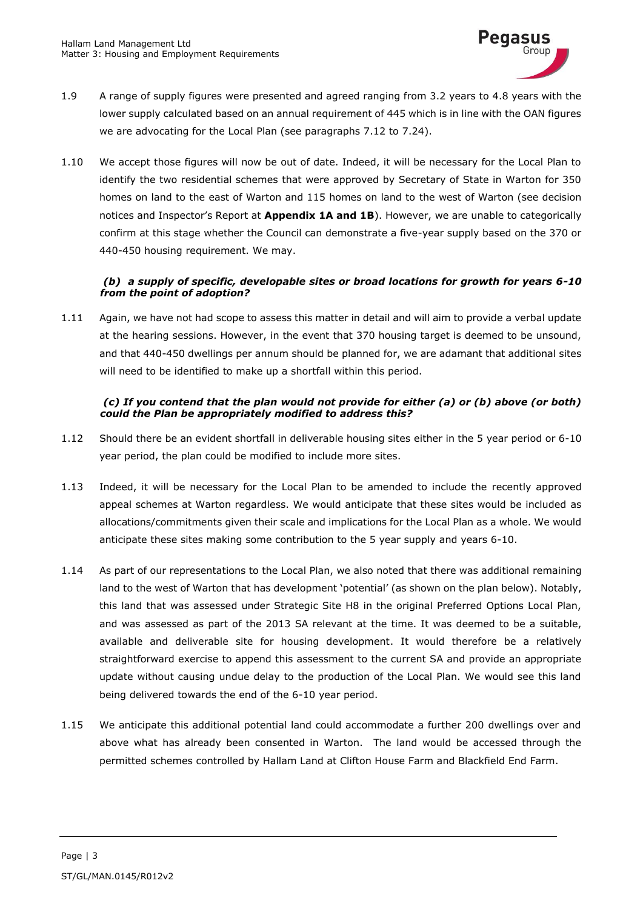1.9 A range of supply figures were presented and agreed ranging from 3.2 years to 4.8 years with the lower supply calculated based on an annual requirement of 445 which is in line with the OAN figures we are advocating for the Local Plan (see paragraphs 7.12 to 7.24).

1.10 We accept those figures will now be out of date. Indeed, it will be necessary for the Local Plan to identify the two residential schemes that were approved by Secretary of State in Warton for 350 homes on land to the east of Warton and 115 homes on land to the west of Warton (see decision notices and Inspector's Report at **Appendix 1A and 1B**). However, we are unable to categorically confirm at this stage whether the Council can demonstrate a five-year supply based on the 370 or 440-450 housing requirement. We may.

***(b) a supply of specific, developable sites or broad locations for growth for years 6-10 from the point of adoption?***

1.11 Again, we have not had scope to assess this matter in detail and will aim to provide a verbal update at the hearing sessions. However, in the event that 370 housing target is deemed to be unsound, and that 440-450 dwellings per annum should be planned for, we are adamant that additional sites will need to be identified to make up a shortfall within this period.

***(c) If you contend that the plan would not provide for either (a) or (b) above (or both) could the Plan be appropriately modified to address this?***

1.12 Should there be an evident shortfall in deliverable housing sites either in the 5 year period or 6-10 year period, the plan could be modified to include more sites.

1.13 Indeed, it will be necessary for the Local Plan to be amended to include the recently approved appeal schemes at Warton regardless. We would anticipate that these sites would be included as allocations/commitments given their scale and implications for the Local Plan as a whole. We would anticipate these sites making some contribution to the 5 year supply and years 6-10.

1.14 As part of our representations to the Local Plan, we also noted that there was additional remaining land to the west of Warton that has development 'potential' (as shown on the plan below). Notably, this land that was assessed under Strategic Site H8 in the original Preferred Options Local Plan, and was assessed as part of the 2013 SA relevant at the time. It was deemed to be a suitable, available and deliverable site for housing development. It would therefore be a relatively straightforward exercise to append this assessment to the current SA and provide an appropriate update without causing undue delay to the production of the Local Plan. We would see this land being delivered towards the end of the 6-10 year period.

1.15 We anticipate this additional potential land could accommodate a further 200 dwellings over and above what has already been consented in Warton. The land would be accessed through the permitted schemes controlled by Hallam Land at Clifton House Farm and Blackfield End Farm.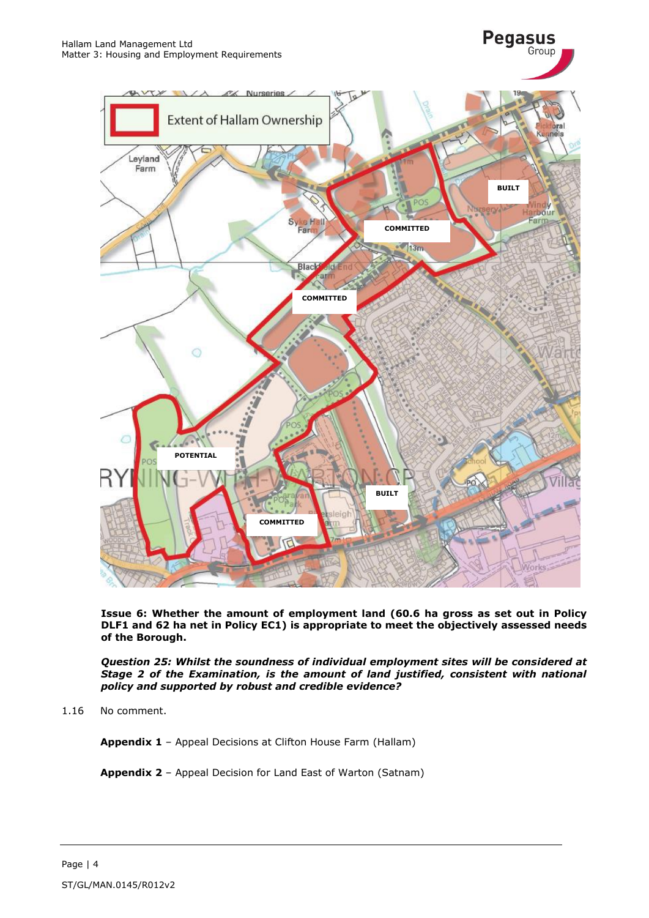**Issue 6: Whether the amount of employment land (60.6 ha gross as set out in Policy DLF1 and 62 ha net in Policy EC1) is appropriate to meet the objectively assessed needs of the Borough.**

***Question 25: Whilst the soundness of individual employment sites will be considered at Stage 2 of the Examination, is the amount of land justified, consistent with national policy and supported by robust and credible evidence?***

1.16 No comment.

**Appendix 1** – Appeal Decisions at Clifton House Farm (Hallam)

**Appendix 2** – Appeal Decision for Land East of Warton (Satnam)